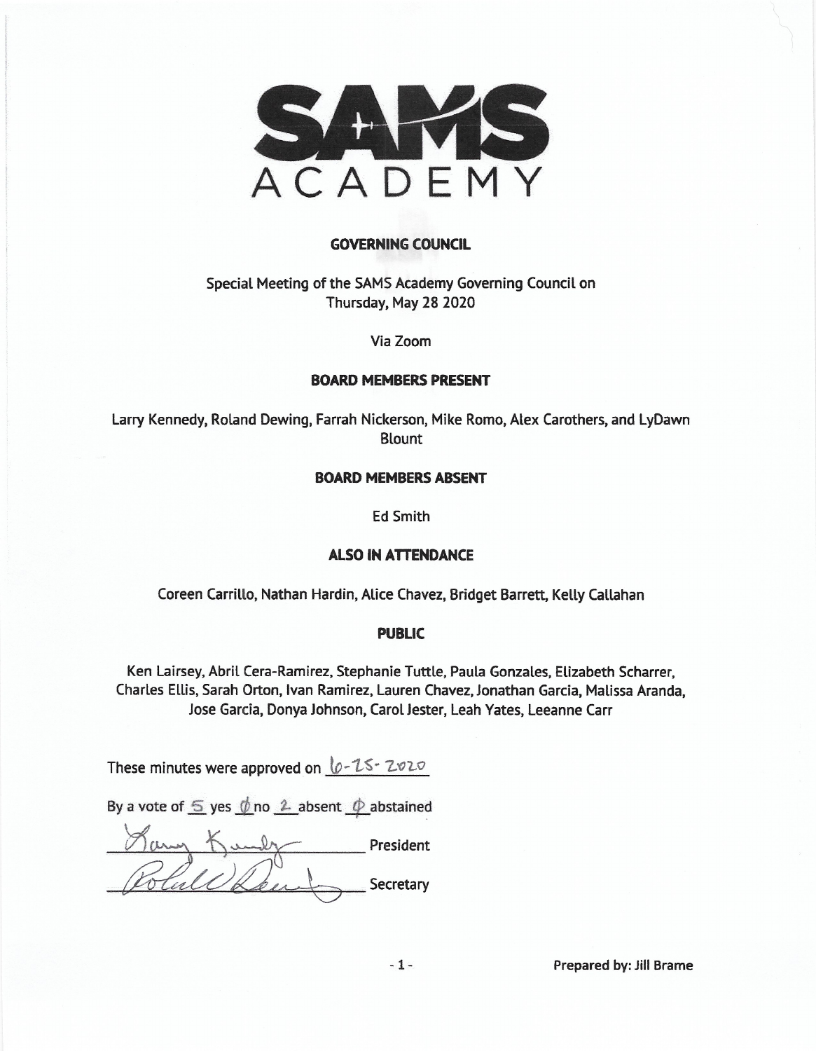# SAMS ACADEMY

## GOVERNING COUNCIL

Special Meeting of the SAMS Academy Governing Council on Thursday, May 28 2020

Via Zoom

### BOARD MEMBERS PRESENT

Larry Kennedy, Roland Dewing, Farrah Nickerson, Mike Romo, Alex Carothers, and LyDawn Blount

### BOARD MEMBERS ABSENT

Ed Smith

### ALSO IN ATTENDANCE

Coreen Carrillo, Nathan Hardin, Alice Chavez, Bridget Barrett, Kelly Callahan

### PUBLIC

Ken Lairsey, Abril Cera-Ramirez, Stephanie Tuttle, Paula Gonzales, Elizabeth Scharrer, Charles Ellis, Sarah Orton, Ivan Ramirez, Lauren Chavez, Jonathan Garcia, Malissa Aranda, Jose Garcia, Donya Johnson, Carol Jester, Leah Yates, Leeanne Carr

These minutes were approved on 6-25-2020

By a vote of 5 yes 0 no 2 absent 0 abstained

Larry Kennedy President

Roland Dewing Secretary

Prepared by: Jill Brame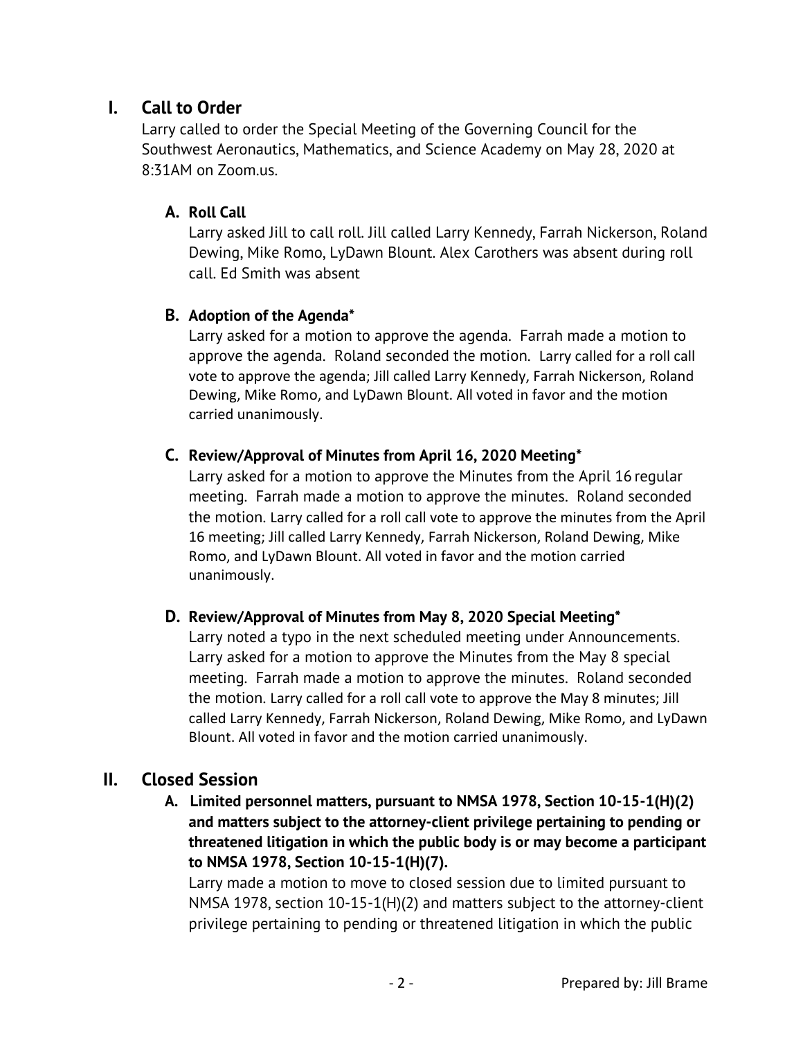## I. Call to Order

Larry called to order the Special Meeting of the Governing Council for the Southwest Aeronautics, Mathematics, and Science Academy on May 28, 2020 at 8:31AM on Zoom.us.

### A. Roll Call

Larry asked Jill to call roll. Jill called Larry Kennedy, Farrah Nickerson, Roland Dewing, Mike Romo, LyDawn Blount. Alex Carothers was absent during roll call. Ed Smith was absent

### B. Adoption of the Agenda*

Larry asked for a motion to approve the agenda. Farrah made a motion to approve the agenda. Roland seconded the motion. Larry called for a roll call vote to approve the agenda; Jill called Larry Kennedy, Farrah Nickerson, Roland Dewing, Mike Romo, and LyDawn Blount. All voted in favor and the motion carried unanimously.

### C. Review/Approval of Minutes from April 16, 2020 Meeting*

Larry asked for a motion to approve the Minutes from the April 16 regular meeting. Farrah made a motion to approve the minutes. Roland seconded the motion. Larry called for a roll call vote to approve the minutes from the April 16 meeting; Jill called Larry Kennedy, Farrah Nickerson, Roland Dewing, Mike Romo, and LyDawn Blount. All voted in favor and the motion carried unanimously.

### D. Review/Approval of Minutes from May 8, 2020 Special Meeting*

Larry noted a typo in the next scheduled meeting under Announcements. Larry asked for a motion to approve the Minutes from the May 8 special meeting. Farrah made a motion to approve the minutes. Roland seconded the motion. Larry called for a roll call vote to approve the May 8 minutes; Jill called Larry Kennedy, Farrah Nickerson, Roland Dewing, Mike Romo, and LyDawn Blount. All voted in favor and the motion carried unanimously.

## II. Closed Session

### A. Limited personnel matters, pursuant to NMSA 1978, Section 10-15-1(H)(2) and matters subject to the attorney-client privilege pertaining to pending or threatened litigation in which the public body is or may become a participant to NMSA 1978, Section 10-15-1(H)(7).

Larry made a motion to move to closed session due to limited pursuant to NMSA 1978, section 10-15-1(H)(2) and matters subject to the attorney-client privilege pertaining to pending or threatened litigation in which the public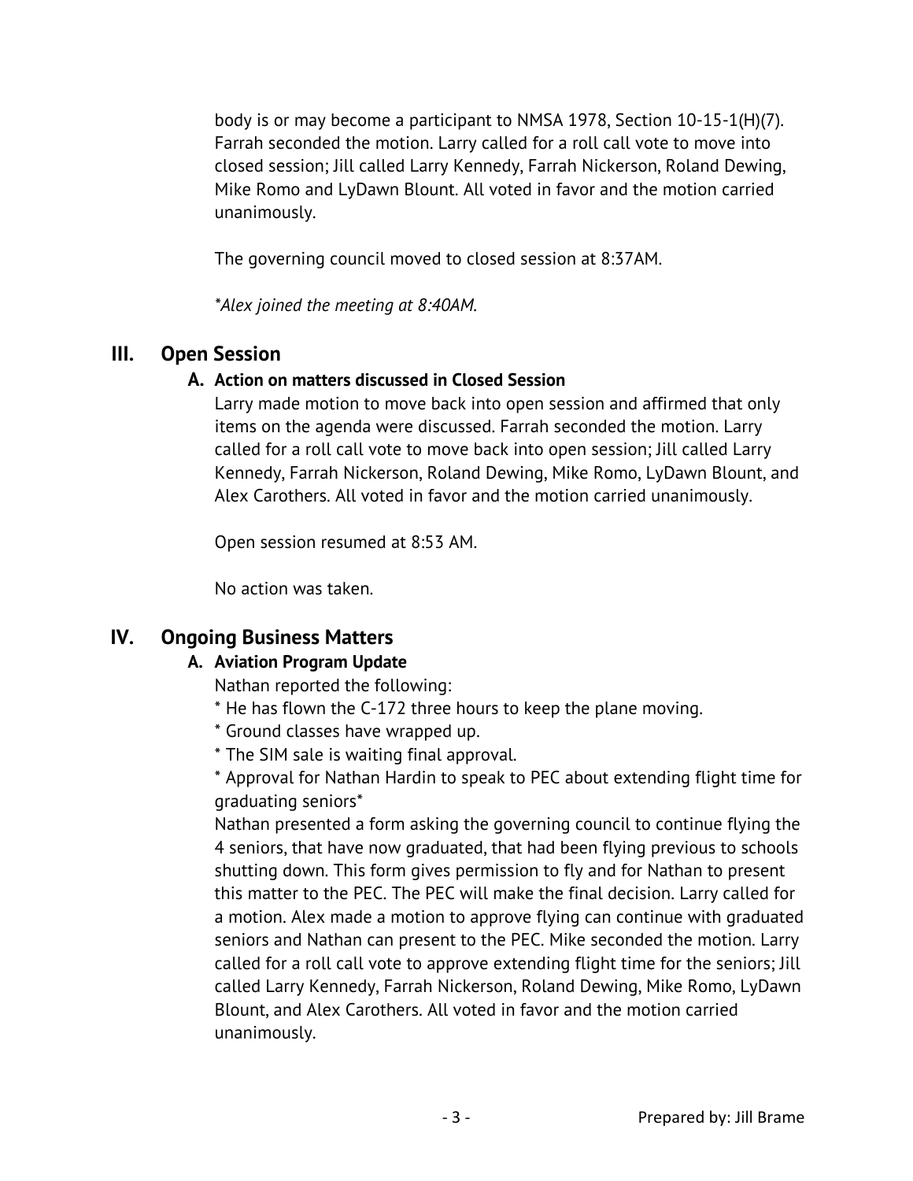body is or may become a participant to NMSA 1978, Section 10-15-1(H)(7). Farrah seconded the motion. Larry called for a roll call vote to move into closed session; Jill called Larry Kennedy, Farrah Nickerson, Roland Dewing, Mike Romo and LyDawn Blount. All voted in favor and the motion carried unanimously.

The governing council moved to closed session at 8:37AM.

*\*Alex joined the meeting at 8:40AM.*

## III. Open Session

### A. Action on matters discussed in Closed Session

Larry made motion to move back into open session and affirmed that only items on the agenda were discussed. Farrah seconded the motion. Larry called for a roll call vote to move back into open session; Jill called Larry Kennedy, Farrah Nickerson, Roland Dewing, Mike Romo, LyDawn Blount, and Alex Carothers. All voted in favor and the motion carried unanimously.

Open session resumed at 8:53 AM.

No action was taken.

## IV. Ongoing Business Matters

### A. Aviation Program Update

Nathan reported the following:
* He has flown the C-172 three hours to keep the plane moving.
* Ground classes have wrapped up.
* The SIM sale is waiting final approval.
* Approval for Nathan Hardin to speak to PEC about extending flight time for graduating seniors*

Nathan presented a form asking the governing council to continue flying the 4 seniors, that have now graduated, that had been flying previous to schools shutting down. This form gives permission to fly and for Nathan to present this matter to the PEC. The PEC will make the final decision. Larry called for a motion. Alex made a motion to approve flying can continue with graduated seniors and Nathan can present to the PEC. Mike seconded the motion. Larry called for a roll call vote to approve extending flight time for the seniors; Jill called Larry Kennedy, Farrah Nickerson, Roland Dewing, Mike Romo, LyDawn Blount, and Alex Carothers. All voted in favor and the motion carried unanimously.

Prepared by: Jill Brame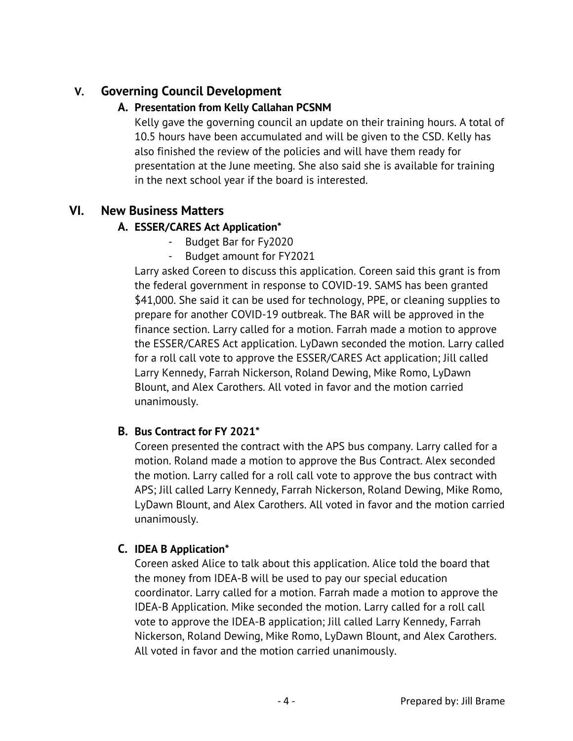## V. Governing Council Development

### A. Presentation from Kelly Callahan PCSNM

Kelly gave the governing council an update on their training hours. A total of 10.5 hours have been accumulated and will be given to the CSD. Kelly has also finished the review of the policies and will have them ready for presentation at the June meeting. She also said she is available for training in the next school year if the board is interested.

## VI. New Business Matters

### A. ESSER/CARES Act Application*

- Budget Bar for Fy2020
- Budget amount for FY2021

Larry asked Coreen to discuss this application. Coreen said this grant is from the federal government in response to COVID-19. SAMS has been granted $41,000. She said it can be used for technology, PPE, or cleaning supplies to prepare for another COVID-19 outbreak. The BAR will be approved in the finance section. Larry called for a motion. Farrah made a motion to approve the ESSER/CARES Act application. LyDawn seconded the motion. Larry called for a roll call vote to approve the ESSER/CARES Act application; Jill called Larry Kennedy, Farrah Nickerson, Roland Dewing, Mike Romo, LyDawn Blount, and Alex Carothers. All voted in favor and the motion carried unanimously.

### B. Bus Contract for FY 2021*

Coreen presented the contract with the APS bus company. Larry called for a motion. Roland made a motion to approve the Bus Contract. Alex seconded the motion. Larry called for a roll call vote to approve the bus contract with APS; Jill called Larry Kennedy, Farrah Nickerson, Roland Dewing, Mike Romo, LyDawn Blount, and Alex Carothers. All voted in favor and the motion carried unanimously.

### C. IDEA B Application*

Coreen asked Alice to talk about this application. Alice told the board that the money from IDEA-B will be used to pay our special education coordinator. Larry called for a motion. Farrah made a motion to approve the IDEA-B Application. Mike seconded the motion. Larry called for a roll call vote to approve the IDEA-B application; Jill called Larry Kennedy, Farrah Nickerson, Roland Dewing, Mike Romo, LyDawn Blount, and Alex Carothers. All voted in favor and the motion carried unanimously.

Prepared by: Jill Brame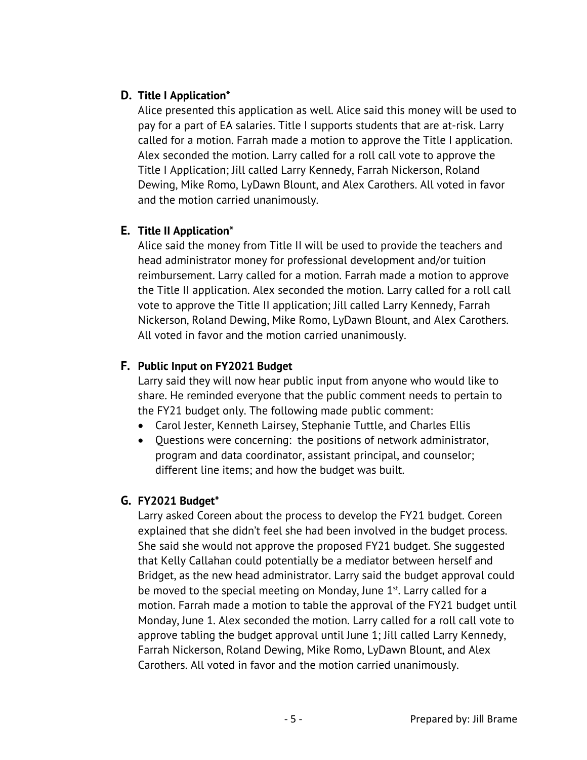### D. Title I Application*

Alice presented this application as well. Alice said this money will be used to pay for a part of EA salaries. Title I supports students that are at-risk. Larry called for a motion. Farrah made a motion to approve the Title I application. Alex seconded the motion. Larry called for a roll call vote to approve the Title I Application; Jill called Larry Kennedy, Farrah Nickerson, Roland Dewing, Mike Romo, LyDawn Blount, and Alex Carothers. All voted in favor and the motion carried unanimously.

### E. Title II Application*

Alice said the money from Title II will be used to provide the teachers and head administrator money for professional development and/or tuition reimbursement. Larry called for a motion. Farrah made a motion to approve the Title II application. Alex seconded the motion. Larry called for a roll call vote to approve the Title II application; Jill called Larry Kennedy, Farrah Nickerson, Roland Dewing, Mike Romo, LyDawn Blount, and Alex Carothers. All voted in favor and the motion carried unanimously.

### F. Public Input on FY2021 Budget

Larry said they will now hear public input from anyone who would like to share. He reminded everyone that the public comment needs to pertain to the FY21 budget only. The following made public comment:

- Carol Jester, Kenneth Lairsey, Stephanie Tuttle, and Charles Ellis
- Questions were concerning: the positions of network administrator, program and data coordinator, assistant principal, and counselor; different line items; and how the budget was built.

### G. FY2021 Budget*

Larry asked Coreen about the process to develop the FY21 budget. Coreen explained that she didn't feel she had been involved in the budget process. She said she would not approve the proposed FY21 budget. She suggested that Kelly Callahan could potentially be a mediator between herself and Bridget, as the new head administrator. Larry said the budget approval could be moved to the special meeting on Monday, June 1st. Larry called for a motion. Farrah made a motion to table the approval of the FY21 budget until Monday, June 1. Alex seconded the motion. Larry called for a roll call vote to approve tabling the budget approval until June 1; Jill called Larry Kennedy, Farrah Nickerson, Roland Dewing, Mike Romo, LyDawn Blount, and Alex Carothers. All voted in favor and the motion carried unanimously.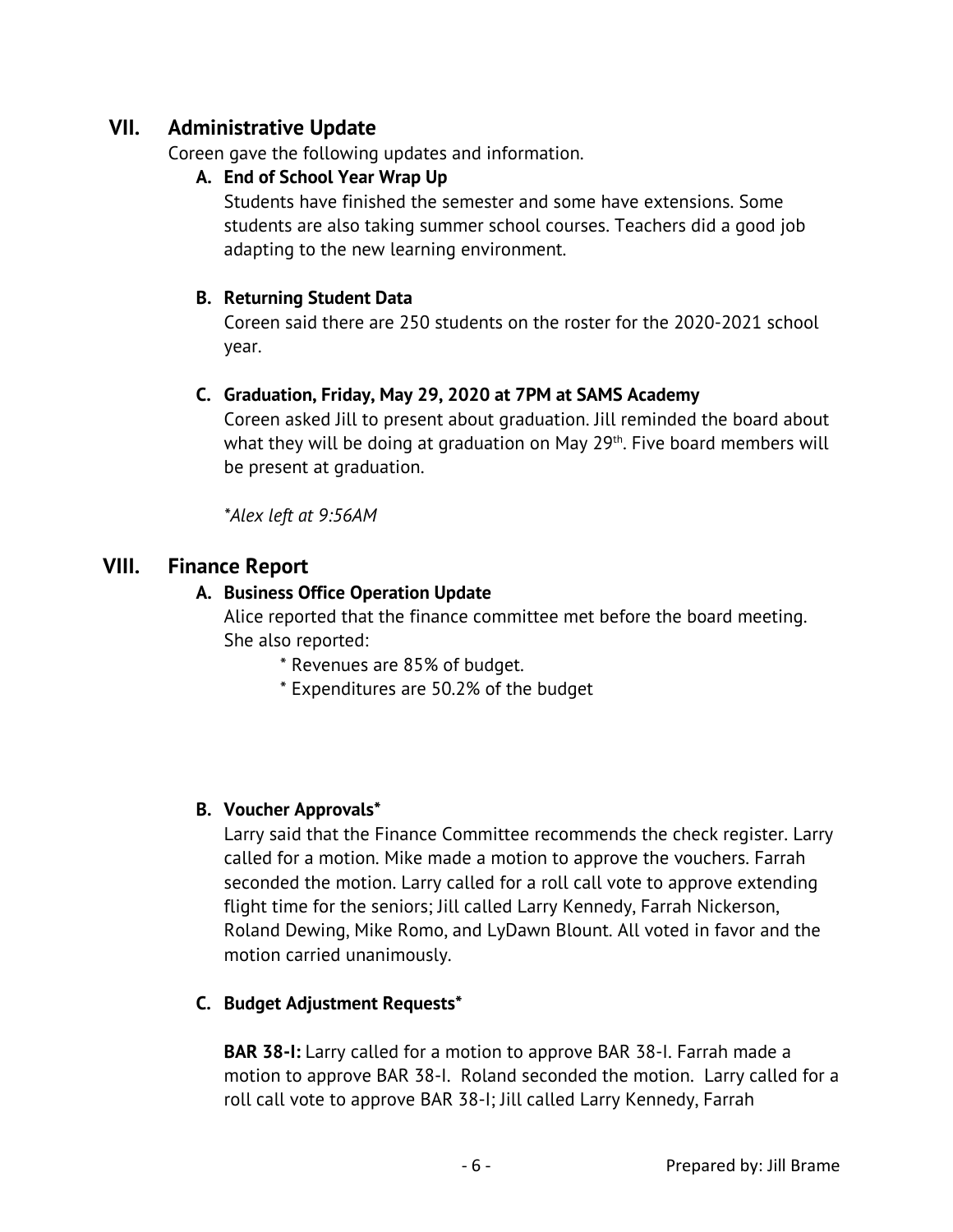## VII. Administrative Update

Coreen gave the following updates and information.

### A. End of School Year Wrap Up

Students have finished the semester and some have extensions. Some students are also taking summer school courses. Teachers did a good job adapting to the new learning environment.

### B. Returning Student Data

Coreen said there are 250 students on the roster for the 2020-2021 school year.

### C. Graduation, Friday, May 29, 2020 at 7PM at SAMS Academy

Coreen asked Jill to present about graduation. Jill reminded the board about what they will be doing at graduation on May 29th. Five board members will be present at graduation.

*\*Alex left at 9:56AM*

## VIII. Finance Report

### A. Business Office Operation Update

Alice reported that the finance committee met before the board meeting. She also reported:

* Revenues are 85% of budget.
* Expenditures are 50.2% of the budget

### B. Voucher Approvals*

Larry said that the Finance Committee recommends the check register. Larry called for a motion. Mike made a motion to approve the vouchers. Farrah seconded the motion. Larry called for a roll call vote to approve extending flight time for the seniors; Jill called Larry Kennedy, Farrah Nickerson, Roland Dewing, Mike Romo, and LyDawn Blount. All voted in favor and the motion carried unanimously.

### C. Budget Adjustment Requests*

**BAR 38-I:** Larry called for a motion to approve BAR 38-I. Farrah made a motion to approve BAR 38-I. Roland seconded the motion. Larry called for a roll call vote to approve BAR 38-I; Jill called Larry Kennedy, Farrah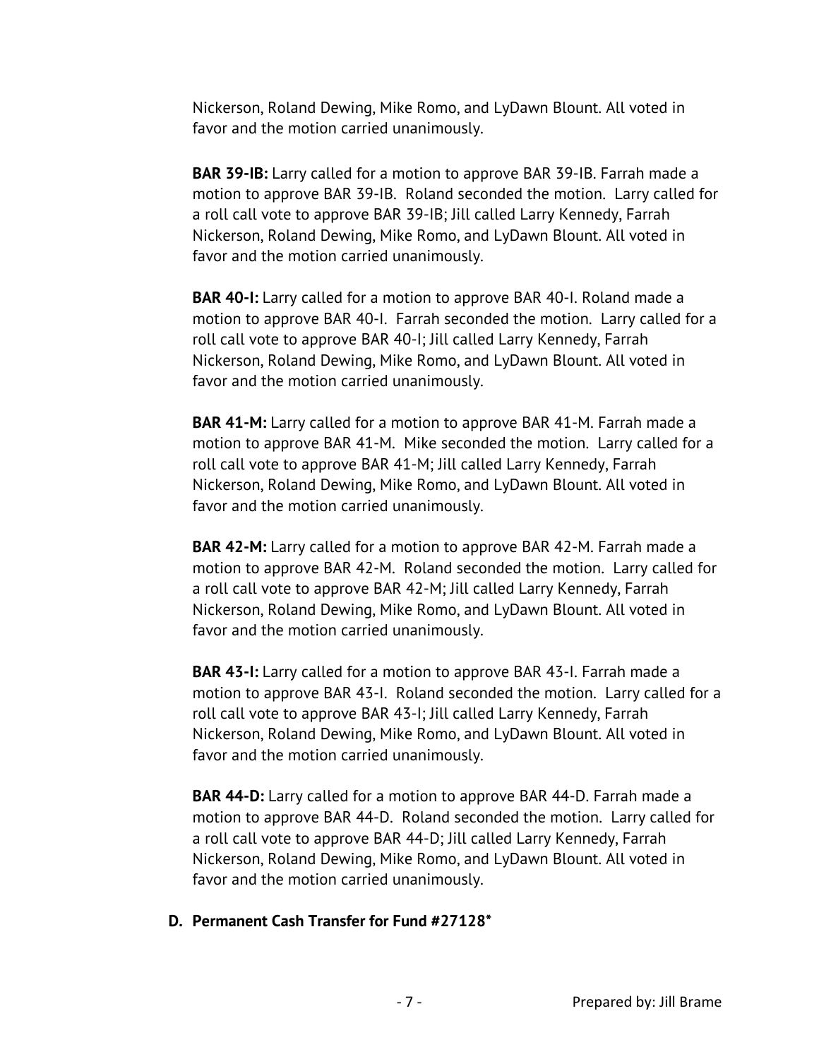Nickerson, Roland Dewing, Mike Romo, and LyDawn Blount. All voted in favor and the motion carried unanimously.

**BAR 39-IB:** Larry called for a motion to approve BAR 39-IB. Farrah made a motion to approve BAR 39-IB. Roland seconded the motion. Larry called for a roll call vote to approve BAR 39-IB; Jill called Larry Kennedy, Farrah Nickerson, Roland Dewing, Mike Romo, and LyDawn Blount. All voted in favor and the motion carried unanimously.

**BAR 40-I:** Larry called for a motion to approve BAR 40-I. Roland made a motion to approve BAR 40-I. Farrah seconded the motion. Larry called for a roll call vote to approve BAR 40-I; Jill called Larry Kennedy, Farrah Nickerson, Roland Dewing, Mike Romo, and LyDawn Blount. All voted in favor and the motion carried unanimously.

**BAR 41-M:** Larry called for a motion to approve BAR 41-M. Farrah made a motion to approve BAR 41-M. Mike seconded the motion. Larry called for a roll call vote to approve BAR 41-M; Jill called Larry Kennedy, Farrah Nickerson, Roland Dewing, Mike Romo, and LyDawn Blount. All voted in favor and the motion carried unanimously.

**BAR 42-M:** Larry called for a motion to approve BAR 42-M. Farrah made a motion to approve BAR 42-M. Roland seconded the motion. Larry called for a roll call vote to approve BAR 42-M; Jill called Larry Kennedy, Farrah Nickerson, Roland Dewing, Mike Romo, and LyDawn Blount. All voted in favor and the motion carried unanimously.

**BAR 43-I:** Larry called for a motion to approve BAR 43-I. Farrah made a motion to approve BAR 43-I. Roland seconded the motion. Larry called for a roll call vote to approve BAR 43-I; Jill called Larry Kennedy, Farrah Nickerson, Roland Dewing, Mike Romo, and LyDawn Blount. All voted in favor and the motion carried unanimously.

**BAR 44-D:** Larry called for a motion to approve BAR 44-D. Farrah made a motion to approve BAR 44-D. Roland seconded the motion. Larry called for a roll call vote to approve BAR 44-D; Jill called Larry Kennedy, Farrah Nickerson, Roland Dewing, Mike Romo, and LyDawn Blount. All voted in favor and the motion carried unanimously.

**D. Permanent Cash Transfer for Fund #27128***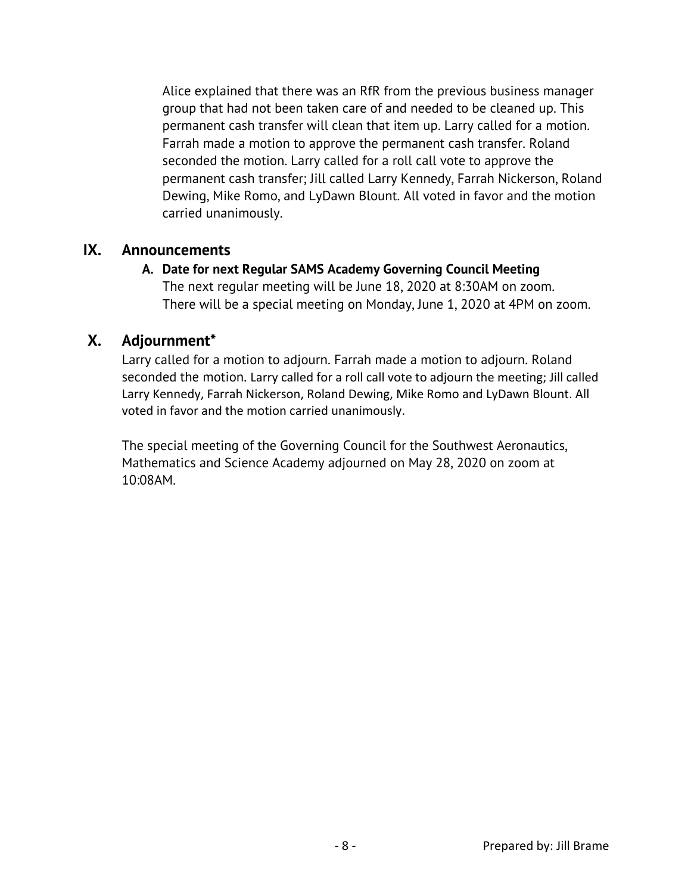Alice explained that there was an RfR from the previous business manager group that had not been taken care of and needed to be cleaned up. This permanent cash transfer will clean that item up. Larry called for a motion. Farrah made a motion to approve the permanent cash transfer. Roland seconded the motion. Larry called for a roll call vote to approve the permanent cash transfer; Jill called Larry Kennedy, Farrah Nickerson, Roland Dewing, Mike Romo, and LyDawn Blount. All voted in favor and the motion carried unanimously.

## IX. Announcements

### A. Date for next Regular SAMS Academy Governing Council Meeting

The next regular meeting will be June 18, 2020 at 8:30AM on zoom. There will be a special meeting on Monday, June 1, 2020 at 4PM on zoom.

## X. Adjournment*

Larry called for a motion to adjourn. Farrah made a motion to adjourn. Roland seconded the motion. Larry called for a roll call vote to adjourn the meeting; Jill called Larry Kennedy, Farrah Nickerson, Roland Dewing, Mike Romo and LyDawn Blount. All voted in favor and the motion carried unanimously.

The special meeting of the Governing Council for the Southwest Aeronautics, Mathematics and Science Academy adjourned on May 28, 2020 on zoom at 10:08AM.

Prepared by: Jill Brame